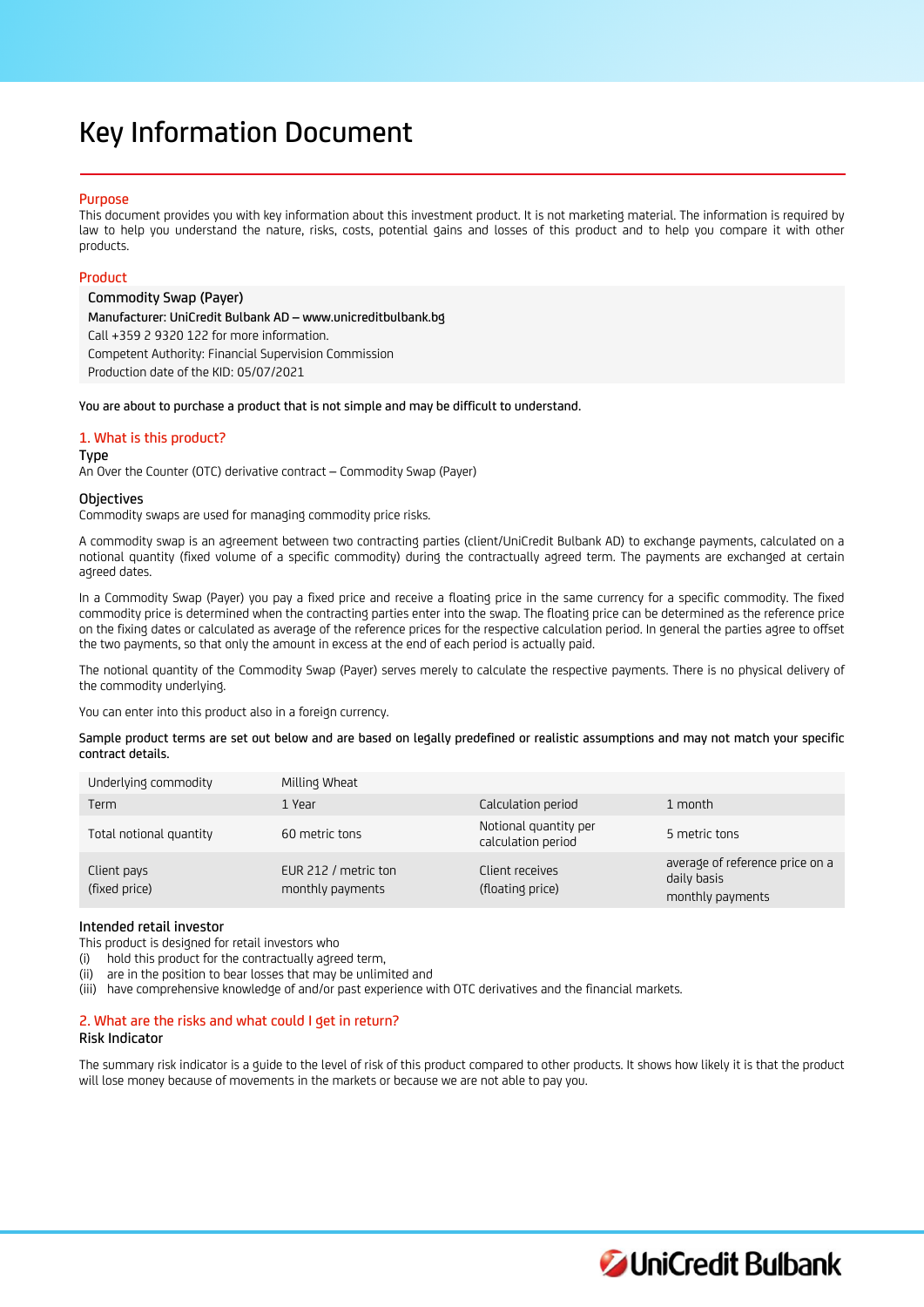# Key Information Document

## Purpose

This document provides you with key information about this investment product. It is not marketing material. The information is required by law to help you understand the nature, risks, costs, potential gains and losses of this product and to help you compare it with other products.

## Product

**Commodity Swap (Payer)**

Manufacturer: UniCredit Bulbank AD – www.unicreditbulbank.bg

Call +359 2 9320 122 for more information.

Competent Authority: Financial Supervision Commission

Production date of the KID: 05/07/2021

You are about to purchase a product that is not simple and may be difficult to understand.

## 1. What is this product?

### Type

An Over the Counter (OTC) derivative contract – Commodity Swap (Payer)

### Objectives

Commodity swaps are used for managing commodity price risks.

A commodity swap is an agreement between two contracting parties (client/UniCredit Bulbank AD) to exchange payments, calculated on a notional quantity (fixed volume of a specific commodity) during the contractually agreed term. The payments are exchanged at certain agreed dates.

In a Commodity Swap (Payer) you pay a fixed price and receive a floating price in the same currency for a specific commodity. The fixed commodity price is determined when the contracting parties enter into the swap. The floating price can be determined as the reference price on the fixing dates or calculated as average of the reference prices for the respective calculation period. In general the parties agree to offset the two payments, so that only the amount in excess at the end of each period is actually paid.

The notional quantity of the Commodity Swap (Payer) serves merely to calculate the respective payments. There is no physical delivery of the commodity underlying.

You can enter into this product also in a foreign currency.

Sample product terms are set out below and are based on legally predefined or realistic assumptions and may not match your specific contract details.

| Underlying commodity | Milling Wheat | | |
|---|---|---|---|
| Term | 1 Year | Calculation period | 1 month |
| Total notional quantity | 60 metric tons | Notional quantity per calculation period | 5 metric tons |
| Client pays (fixed price) | EUR 212 / metric ton monthly payments | Client receives (floating price) | average of reference price on a daily basis monthly payments |

### Intended retail investor

This product is designed for retail investors who

(i) hold this product for the contractually agreed term,

(ii) are in the position to bear losses that may be unlimited and

(iii) have comprehensive knowledge of and/or past experience with OTC derivatives and the financial markets.

## 2. What are the risks and what could I get in return?

### Risk Indicator

The summary risk indicator is a guide to the level of risk of this product compared to other products. It shows how likely it is that the product will lose money because of movements in the markets or because we are not able to pay you.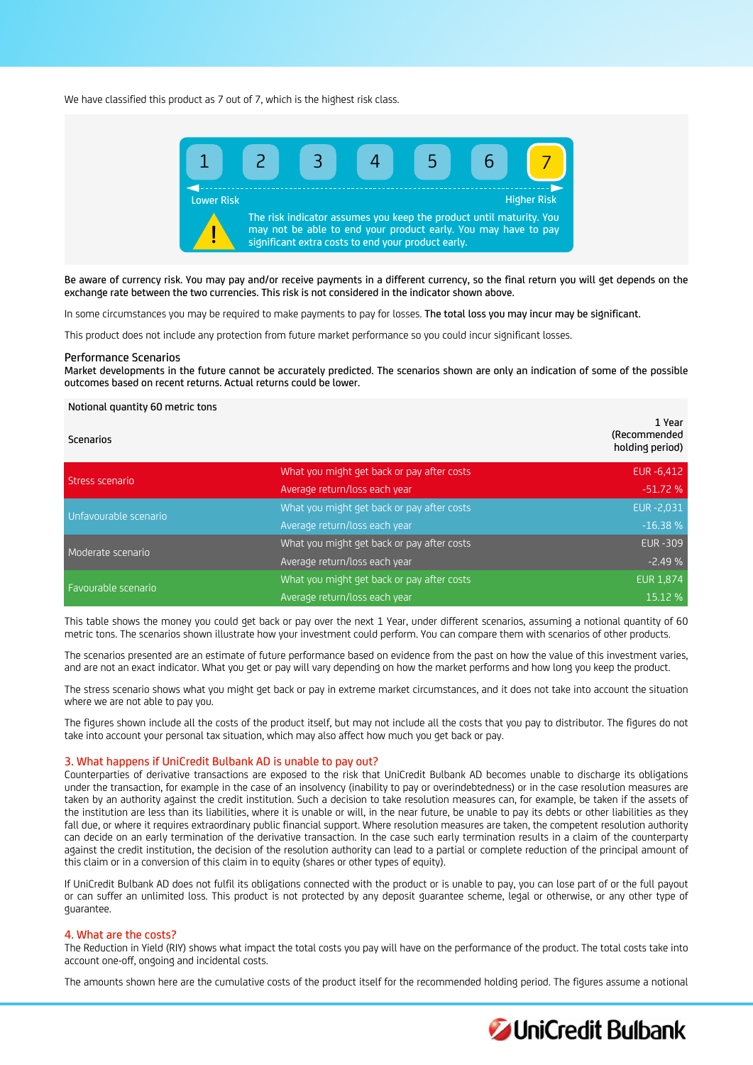We have classified this product as 7 out of 7, which is the highest risk class.

| 1 | 2 | 3 | 4 | 5 | 6 | 7 |
|---|---|---|---|---|---|---|

Lower Risk — Higher Risk

The risk indicator assumes you keep the product until maturity. You may not be able to end your product early. You may have to pay significant extra costs to end your product early.

**Be aware of currency risk. You may pay and/or receive payments in a different currency, so the final return you will get depends on the exchange rate between the two currencies. This risk is not considered in the indicator shown above.**

In some circumstances you may be required to make payments to pay for losses. **The total loss you may incur may be significant.**

This product does not include any protection from future market performance so you could incur significant losses.

### Performance Scenarios

**Market developments in the future cannot be accurately predicted. The scenarios shown are only an indication of some of the possible outcomes based on recent returns. Actual returns could be lower.**

| Notional quantity 60 metric tons | | |
|---|---|---|
| Scenarios | | 1 Year (Recommended holding period) |
| Stress scenario | What you might get back or pay after costs | EUR -6,412 |
| | Average return/loss each year | -51.72 % |
| Unfavourable scenario | What you might get back or pay after costs | EUR -2,031 |
| | Average return/loss each year | -16.38 % |
| Moderate scenario | What you might get back or pay after costs | EUR -309 |
| | Average return/loss each year | -2.49 % |
| Favourable scenario | What you might get back or pay after costs | EUR 1,874 |
| | Average return/loss each year | 15.12 % |

This table shows the money you could get back or pay over the next 1 Year, under different scenarios, assuming a notional quantity of 60 metric tons. The scenarios shown illustrate how your investment could perform. You can compare them with scenarios of other products.

The scenarios presented are an estimate of future performance based on evidence from the past on how the value of this investment varies, and are not an exact indicator. What you get or pay will vary depending on how the market performs and how long you keep the product.

The stress scenario shows what you might get back or pay in extreme market circumstances, and it does not take into account the situation where we are not able to pay you.

The figures shown include all the costs of the product itself, but may not include all the costs that you pay to distributor. The figures do not take into account your personal tax situation, which may also affect how much you get back or pay.

## 3. What happens if UniCredit Bulbank AD is unable to pay out?

Counterparties of derivative transactions are exposed to the risk that UniCredit Bulbank AD becomes unable to discharge its obligations under the transaction, for example in the case of an insolvency (inability to pay or overindebtedness) or in the case resolution measures are taken by an authority against the credit institution. Such a decision to take resolution measures can, for example, be taken if the assets of the institution are less than its liabilities, where it is unable or will, in the near future, be unable to pay its debts or other liabilities as they fall due, or where it requires extraordinary public financial support. Where resolution measures are taken, the competent resolution authority can decide on an early termination of the derivative transaction. In the case such early termination results in a claim of the counterparty against the credit institution, the decision of the resolution authority can lead to a partial or complete reduction of the principal amount of this claim or in a conversion of this claim in to equity (shares or other types of equity).

If UniCredit Bulbank AD does not fulfil its obligations connected with the product or is unable to pay, you can lose part of or the full payout or can suffer an unlimited loss. This product is not protected by any deposit guarantee scheme, legal or otherwise, or any other type of guarantee.

## 4. What are the costs?

The Reduction in Yield (RIY) shows what impact the total costs you pay will have on the performance of the product. The total costs take into account one-off, ongoing and incidental costs.

The amounts shown here are the cumulative costs of the product itself for the recommended holding period. The figures assume a notional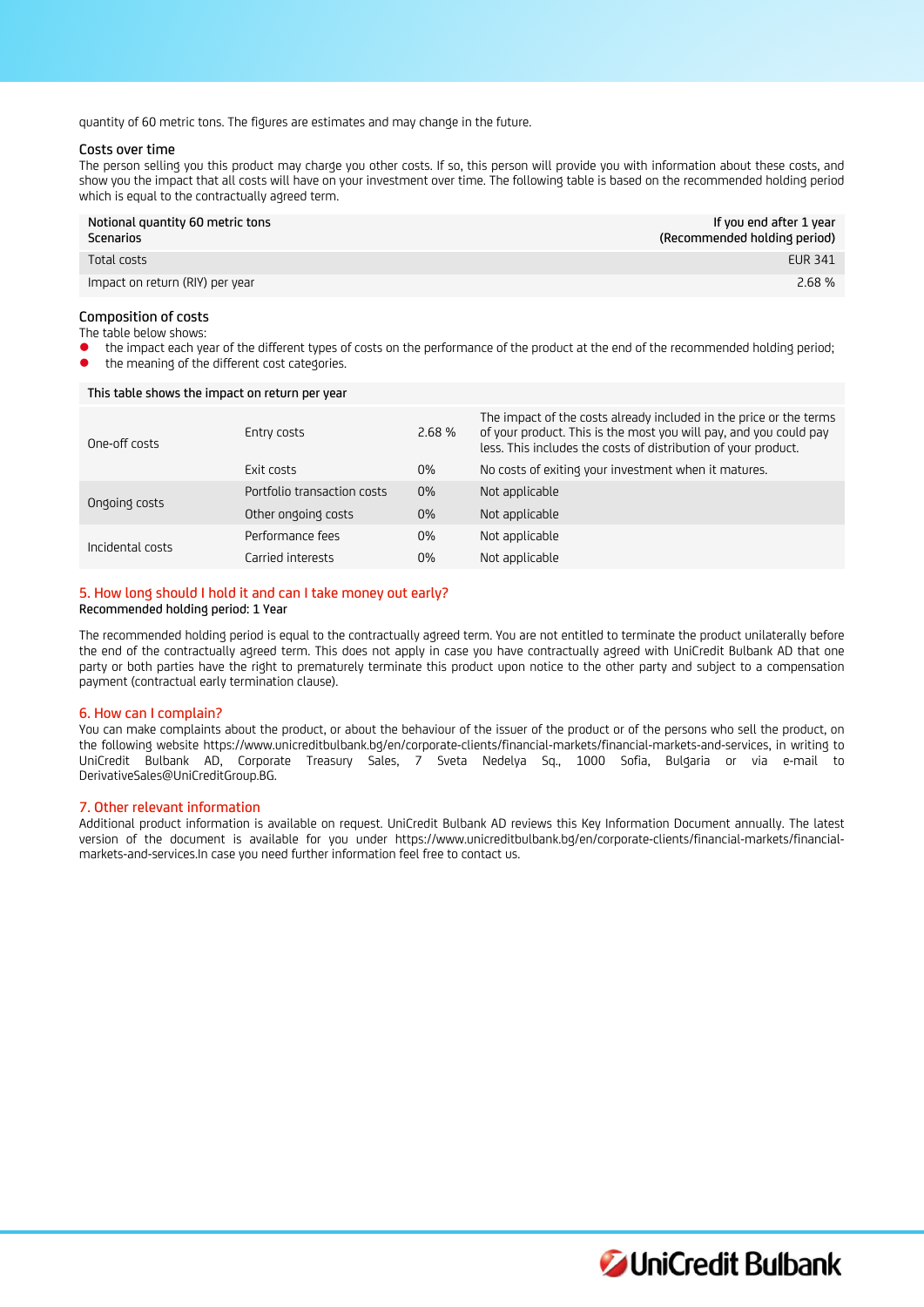quantity of 60 metric tons. The figures are estimates and may change in the future.

### Costs over time

The person selling you this product may charge you other costs. If so, this person will provide you with information about these costs, and show you the impact that all costs will have on your investment over time. The following table is based on the recommended holding period which is equal to the contractually agreed term.

| Notional quantity 60 metric tons<br>Scenarios | If you end after 1 year<br>(Recommended holding period) |
|---|---|
| Total costs | EUR 341 |
| Impact on return (RIY) per year | 2.68 % |

### Composition of costs

The table below shows:

- the impact each year of the different types of costs on the performance of the product at the end of the recommended holding period;
- the meaning of the different cost categories.

| This table shows the impact on return per year | | | |
|---|---|---|---|
| One-off costs | Entry costs | 2.68 % | The impact of the costs already included in the price or the terms of your product. This is the most you will pay, and you could pay less. This includes the costs of distribution of your product. |
| | Exit costs | 0% | No costs of exiting your investment when it matures. |
| Ongoing costs | Portfolio transaction costs | 0% | Not applicable |
| | Other ongoing costs | 0% | Not applicable |
| Incidental costs | Performance fees | 0% | Not applicable |
| | Carried interests | 0% | Not applicable |

## 5. How long should I hold it and can I take money out early?

Recommended holding period: 1 Year

The recommended holding period is equal to the contractually agreed term. You are not entitled to terminate the product unilaterally before the end of the contractually agreed term. This does not apply in case you have contractually agreed with UniCredit Bulbank AD that one party or both parties have the right to prematurely terminate this product upon notice to the other party and subject to a compensation payment (contractual early termination clause).

## 6. How can I complain?

You can make complaints about the product, or about the behaviour of the issuer of the product or of the persons who sell the product, on the following website https://www.unicreditbulbank.bg/en/corporate-clients/financial-markets/financial-markets-and-services, in writing to UniCredit Bulbank AD, Corporate Treasury Sales, 7 Sveta Nedelya Sq., 1000 Sofia, Bulgaria or via e-mail to DerivativeSales@UniCreditGroup.BG.

## 7. Other relevant information

Additional product information is available on request. UniCredit Bulbank AD reviews this Key Information Document annually. The latest version of the document is available for you under https://www.unicreditbulbank.bg/en/corporate-clients/financial-markets/financial-markets-and-services.In case you need further information feel free to contact us.